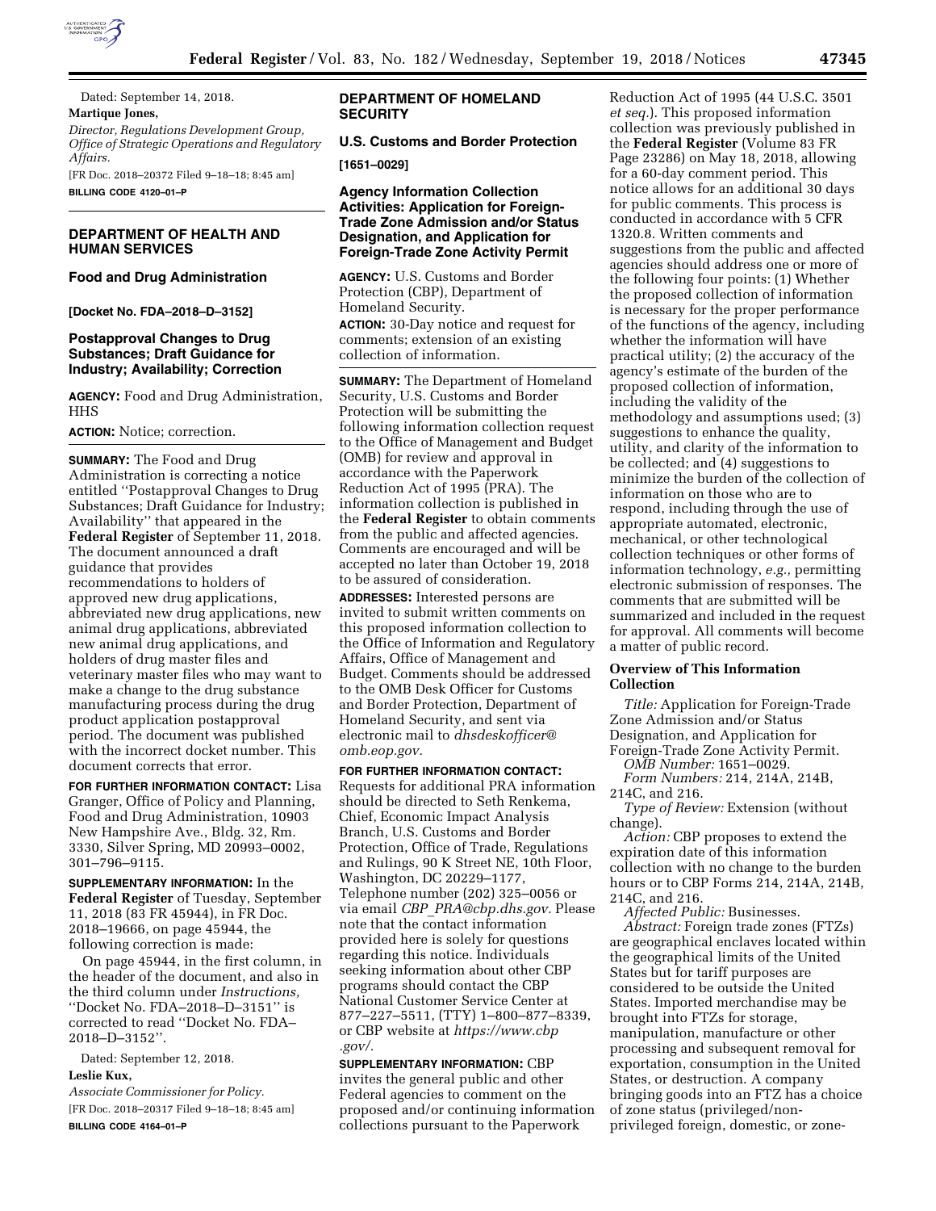Dated: September 14, 2018.

**Martique Jones,**

*Director, Regulations Development Group, Office of Strategic Operations and Regulatory Affairs.*

[FR Doc. 2018–20372 Filed 9–18–18; 8:45 am]

**BILLING CODE 4120–01–P**

## DEPARTMENT OF HEALTH AND HUMAN SERVICES

### Food and Drug Administration

**[Docket No. FDA–2018–D–3152]**

### Postapproval Changes to Drug Substances; Draft Guidance for Industry; Availability; Correction

**AGENCY:** Food and Drug Administration, HHS

**ACTION:** Notice; correction.

**SUMMARY:** The Food and Drug Administration is correcting a notice entitled ''Postapproval Changes to Drug Substances; Draft Guidance for Industry; Availability'' that appeared in the **Federal Register** of September 11, 2018. The document announced a draft guidance that provides recommendations to holders of approved new drug applications, abbreviated new drug applications, new animal drug applications, abbreviated new animal drug applications, and holders of drug master files and veterinary master files who may want to make a change to the drug substance manufacturing process during the drug product application postapproval period. The document was published with the incorrect docket number. This document corrects that error.

**FOR FURTHER INFORMATION CONTACT:** Lisa Granger, Office of Policy and Planning, Food and Drug Administration, 10903 New Hampshire Ave., Bldg. 32, Rm. 3330, Silver Spring, MD 20993–0002, 301–796–9115.

**SUPPLEMENTARY INFORMATION:** In the **Federal Register** of Tuesday, September 11, 2018 (83 FR 45944), in FR Doc. 2018–19666, on page 45944, the following correction is made:

On page 45944, in the first column, in the header of the document, and also in the third column under *Instructions,* ''Docket No. FDA–2018–D–3151'' is corrected to read ''Docket No. FDA–2018–D–3152''.

Dated: September 12, 2018.

**Leslie Kux,**

*Associate Commissioner for Policy.*

[FR Doc. 2018–20317 Filed 9–18–18; 8:45 am]

**BILLING CODE 4164–01–P**

## DEPARTMENT OF HOMELAND SECURITY

### U.S. Customs and Border Protection

**[1651–0029]**

### Agency Information Collection Activities: Application for Foreign-Trade Zone Admission and/or Status Designation, and Application for Foreign-Trade Zone Activity Permit

**AGENCY:** U.S. Customs and Border Protection (CBP), Department of Homeland Security.

**ACTION:** 30-Day notice and request for comments; extension of an existing collection of information.

**SUMMARY:** The Department of Homeland Security, U.S. Customs and Border Protection will be submitting the following information collection request to the Office of Management and Budget (OMB) for review and approval in accordance with the Paperwork Reduction Act of 1995 (PRA). The information collection is published in the **Federal Register** to obtain comments from the public and affected agencies. Comments are encouraged and will be accepted no later than October 19, 2018 to be assured of consideration.

**ADDRESSES:** Interested persons are invited to submit written comments on this proposed information collection to the Office of Information and Regulatory Affairs, Office of Management and Budget. Comments should be addressed to the OMB Desk Officer for Customs and Border Protection, Department of Homeland Security, and sent via electronic mail to *dhsdeskofficer@omb.eop.gov.*

**FOR FURTHER INFORMATION CONTACT:** Requests for additional PRA information should be directed to Seth Renkema, Chief, Economic Impact Analysis Branch, U.S. Customs and Border Protection, Office of Trade, Regulations and Rulings, 90 K Street NE, 10th Floor, Washington, DC 20229–1177, Telephone number (202) 325–0056 or via email *CBP_PRA@cbp.dhs.gov.* Please note that the contact information provided here is solely for questions regarding this notice. Individuals seeking information about other CBP programs should contact the CBP National Customer Service Center at 877–227–5511, (TTY) 1–800–877–8339, or CBP website at *https://www.cbp.gov/.*

**SUPPLEMENTARY INFORMATION:** CBP invites the general public and other Federal agencies to comment on the proposed and/or continuing information collections pursuant to the Paperwork Reduction Act of 1995 (44 U.S.C. 3501 *et seq.*). This proposed information collection was previously published in the **Federal Register** (Volume 83 FR Page 23286) on May 18, 2018, allowing for a 60-day comment period. This notice allows for an additional 30 days for public comments. This process is conducted in accordance with 5 CFR 1320.8. Written comments and suggestions from the public and affected agencies should address one or more of the following four points: (1) Whether the proposed collection of information is necessary for the proper performance of the functions of the agency, including whether the information will have practical utility; (2) the accuracy of the agency's estimate of the burden of the proposed collection of information, including the validity of the methodology and assumptions used; (3) suggestions to enhance the quality, utility, and clarity of the information to be collected; and (4) suggestions to minimize the burden of the collection of information on those who are to respond, including through the use of appropriate automated, electronic, mechanical, or other technological collection techniques or other forms of information technology, *e.g.,* permitting electronic submission of responses. The comments that are submitted will be summarized and included in the request for approval. All comments will become a matter of public record.

### Overview of This Information Collection

*Title:* Application for Foreign-Trade Zone Admission and/or Status Designation, and Application for Foreign-Trade Zone Activity Permit.

*OMB Number:* 1651–0029.

*Form Numbers:* 214, 214A, 214B, 214C, and 216.

*Type of Review:* Extension (without change).

*Action:* CBP proposes to extend the expiration date of this information collection with no change to the burden hours or to CBP Forms 214, 214A, 214B, 214C, and 216.

*Affected Public:* Businesses.

*Abstract:* Foreign trade zones (FTZs) are geographical enclaves located within the geographical limits of the United States but for tariff purposes are considered to be outside the United States. Imported merchandise may be brought into FTZs for storage, manipulation, manufacture or other processing and subsequent removal for exportation, consumption in the United States, or destruction. A company bringing goods into an FTZ has a choice of zone status (privileged/non-privileged foreign, domestic, or zone-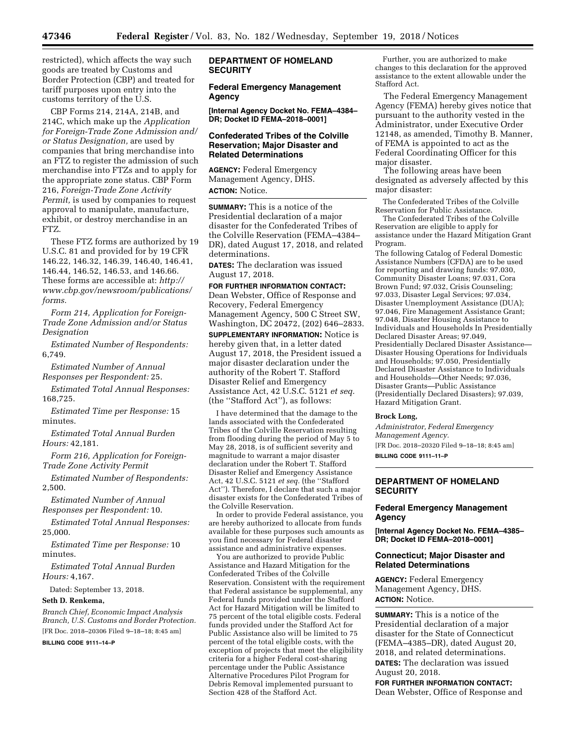restricted), which affects the way such goods are treated by Customs and Border Protection (CBP) and treated for tariff purposes upon entry into the customs territory of the U.S.

CBP Forms 214, 214A, 214B, and 214C, which make up the *Application for Foreign-Trade Zone Admission and/or Status Designation,* are used by companies that bring merchandise into an FTZ to register the admission of such merchandise into FTZs and to apply for the appropriate zone status. CBP Form 216, *Foreign-Trade Zone Activity Permit,* is used by companies to request approval to manipulate, manufacture, exhibit, or destroy merchandise in an FTZ.

These FTZ forms are authorized by 19 U.S.C. 81 and provided for by 19 CFR 146.22, 146.32, 146.39, 146.40, 146.41, 146.44, 146.52, 146.53, and 146.66. These forms are accessible at: *http://www.cbp.gov/newsroom/publications/forms.*

*Form 214, Application for Foreign-Trade Zone Admission and/or Status Designation*

*Estimated Number of Respondents:* 6,749.

*Estimated Number of Annual Responses per Respondent:* 25.

*Estimated Total Annual Responses:* 168,725.

*Estimated Time per Response:* 15 minutes.

*Estimated Total Annual Burden Hours:* 42,181.

*Form 216, Application for Foreign-Trade Zone Activity Permit*

*Estimated Number of Respondents:* 2,500.

*Estimated Number of Annual Responses per Respondent:* 10.

*Estimated Total Annual Responses:* 25,000.

*Estimated Time per Response:* 10 minutes.

*Estimated Total Annual Burden Hours:* 4,167.

Dated: September 13, 2018.

**Seth D. Renkema,**

*Branch Chief, Economic Impact Analysis Branch, U.S. Customs and Border Protection.*

[FR Doc. 2018–20306 Filed 9–18–18; 8:45 am]

**BILLING CODE 9111–14–P**

## DEPARTMENT OF HOMELAND SECURITY

### Federal Emergency Management Agency

**[Internal Agency Docket No. FEMA–4384–DR; Docket ID FEMA–2018–0001]**

### Confederated Tribes of the Colville Reservation; Major Disaster and Related Determinations

**AGENCY:** Federal Emergency Management Agency, DHS.

**ACTION:** Notice.

**SUMMARY:** This is a notice of the Presidential declaration of a major disaster for the Confederated Tribes of the Colville Reservation (FEMA–4384–DR), dated August 17, 2018, and related determinations.

**DATES:** The declaration was issued August 17, 2018.

**FOR FURTHER INFORMATION CONTACT:** Dean Webster, Office of Response and Recovery, Federal Emergency Management Agency, 500 C Street SW, Washington, DC 20472, (202) 646–2833.

**SUPPLEMENTARY INFORMATION:** Notice is hereby given that, in a letter dated August 17, 2018, the President issued a major disaster declaration under the authority of the Robert T. Stafford Disaster Relief and Emergency Assistance Act, 42 U.S.C. 5121 *et seq.* (the ''Stafford Act''), as follows:

I have determined that the damage to the lands associated with the Confederated Tribes of the Colville Reservation resulting from flooding during the period of May 5 to May 28, 2018, is of sufficient severity and magnitude to warrant a major disaster declaration under the Robert T. Stafford Disaster Relief and Emergency Assistance Act, 42 U.S.C. 5121 *et seq.* (the ''Stafford Act''). Therefore, I declare that such a major disaster exists for the Confederated Tribes of the Colville Reservation.

In order to provide Federal assistance, you are hereby authorized to allocate from funds available for these purposes such amounts as you find necessary for Federal disaster assistance and administrative expenses.

You are authorized to provide Public Assistance and Hazard Mitigation for the Confederated Tribes of the Colville Reservation. Consistent with the requirement that Federal assistance be supplemental, any Federal funds provided under the Stafford Act for Hazard Mitigation will be limited to 75 percent of the total eligible costs. Federal funds provided under the Stafford Act for Public Assistance also will be limited to 75 percent of the total eligible costs, with the exception of projects that meet the eligibility criteria for a higher Federal cost-sharing percentage under the Public Assistance Alternative Procedures Pilot Program for Debris Removal implemented pursuant to Section 428 of the Stafford Act.

Further, you are authorized to make changes to this declaration for the approved assistance to the extent allowable under the Stafford Act.

The Federal Emergency Management Agency (FEMA) hereby gives notice that pursuant to the authority vested in the Administrator, under Executive Order 12148, as amended, Timothy B. Manner, of FEMA is appointed to act as the Federal Coordinating Officer for this major disaster.

The following areas have been designated as adversely affected by this major disaster:

The Confederated Tribes of the Colville Reservation for Public Assistance.

The Confederated Tribes of the Colville Reservation are eligible to apply for assistance under the Hazard Mitigation Grant Program.

The following Catalog of Federal Domestic Assistance Numbers (CFDA) are to be used for reporting and drawing funds: 97.030, Community Disaster Loans; 97.031, Cora Brown Fund; 97.032, Crisis Counseling; 97.033, Disaster Legal Services; 97.034, Disaster Unemployment Assistance (DUA); 97.046, Fire Management Assistance Grant; 97.048, Disaster Housing Assistance to Individuals and Households In Presidentially Declared Disaster Areas; 97.049, Presidentially Declared Disaster Assistance—Disaster Housing Operations for Individuals and Households; 97.050, Presidentially Declared Disaster Assistance to Individuals and Households—Other Needs; 97.036, Disaster Grants—Public Assistance (Presidentially Declared Disasters); 97.039, Hazard Mitigation Grant.

**Brock Long,**

*Administrator, Federal Emergency Management Agency.*

[FR Doc. 2018–20320 Filed 9–18–18; 8:45 am]

**BILLING CODE 9111–11–P**

## DEPARTMENT OF HOMELAND SECURITY

### Federal Emergency Management Agency

**[Internal Agency Docket No. FEMA–4385–DR; Docket ID FEMA–2018–0001]**

### Connecticut; Major Disaster and Related Determinations

**AGENCY:** Federal Emergency Management Agency, DHS.

**ACTION:** Notice.

**SUMMARY:** This is a notice of the Presidential declaration of a major disaster for the State of Connecticut (FEMA–4385–DR), dated August 20, 2018, and related determinations.

**DATES:** The declaration was issued August 20, 2018.

**FOR FURTHER INFORMATION CONTACT:** Dean Webster, Office of Response and